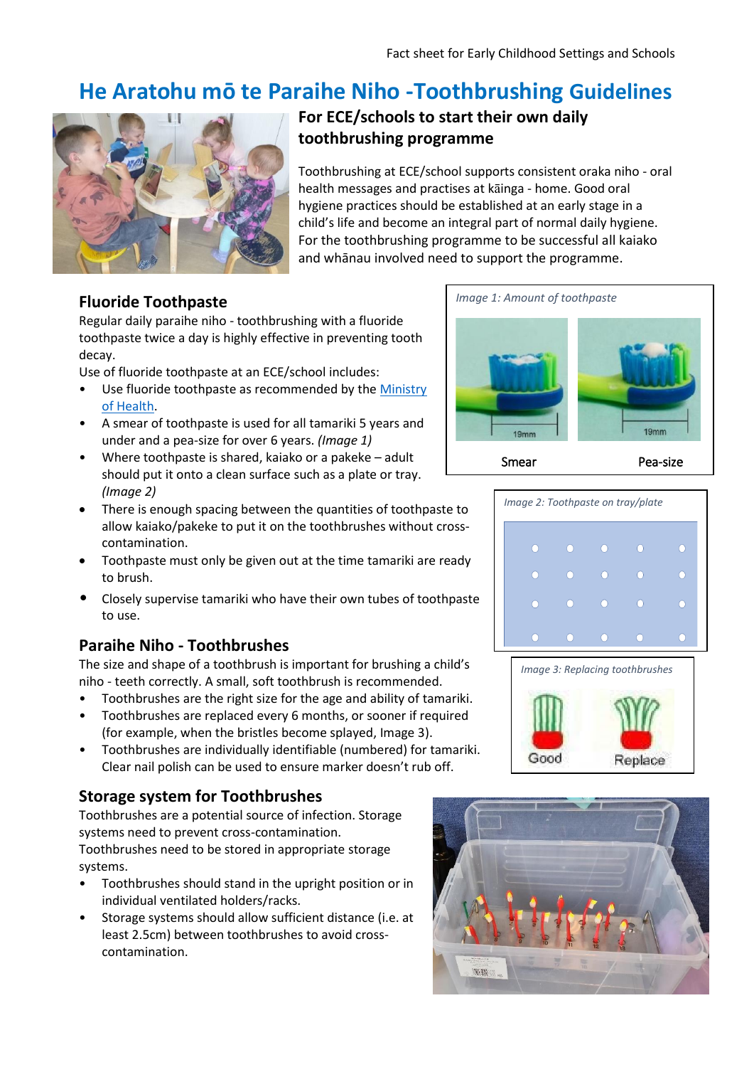Fact sheet for Early Childhood Settings and Schools

# He Aratohu mō te Paraihe Niho -Toothbrushing Guidelines

## For ECE/schools to start their own daily toothbrushing programme

Toothbrushing at ECE/school supports consistent oraka niho - oral health messages and practises at kāinga - home. Good oral hygiene practices should be established at an early stage in a child's life and become an integral part of normal daily hygiene. For the toothbrushing programme to be successful all kaiako and whānau involved need to support the programme.

## Fluoride Toothpaste

Regular daily paraihe niho - toothbrushing with a fluoride toothpaste twice a day is highly effective in preventing tooth decay.

Use of fluoride toothpaste at an ECE/school includes:

- Use fluoride toothpaste as recommended by the Ministry of Health.
- A smear of toothpaste is used for all tamariki 5 years and under and a pea-size for over 6 years. *(Image 1)*
- Where toothpaste is shared, kaiako or a pakeke – adult should put it onto a clean surface such as a plate or tray. *(Image 2)*
- There is enough spacing between the quantities of toothpaste to allow kaiako/pakeke to put it on the toothbrushes without cross-contamination.
- Toothpaste must only be given out at the time tamariki are ready to brush.
- Closely supervise tamariki who have their own tubes of toothpaste to use.

*Image 1: Amount of toothpaste*

19mm 19mm

Smear Pea-size

*Image 2: Toothpaste on tray/plate*

## Paraihe Niho - Toothbrushes

The size and shape of a toothbrush is important for brushing a child's niho - teeth correctly. A small, soft toothbrush is recommended.

- Toothbrushes are the right size for the age and ability of tamariki.
- Toothbrushes are replaced every 6 months, or sooner if required (for example, when the bristles become splayed, Image 3).
- Toothbrushes are individually identifiable (numbered) for tamariki. Clear nail polish can be used to ensure marker doesn't rub off.

*Image 3: Replacing toothbrushes*

Good Replace

## Storage system for Toothbrushes

Toothbrushes are a potential source of infection. Storage systems need to prevent cross-contamination. Toothbrushes need to be stored in appropriate storage systems.

- Toothbrushes should stand in the upright position or in individual ventilated holders/racks.
- Storage systems should allow sufficient distance (i.e. at least 2.5cm) between toothbrushes to avoid cross-contamination.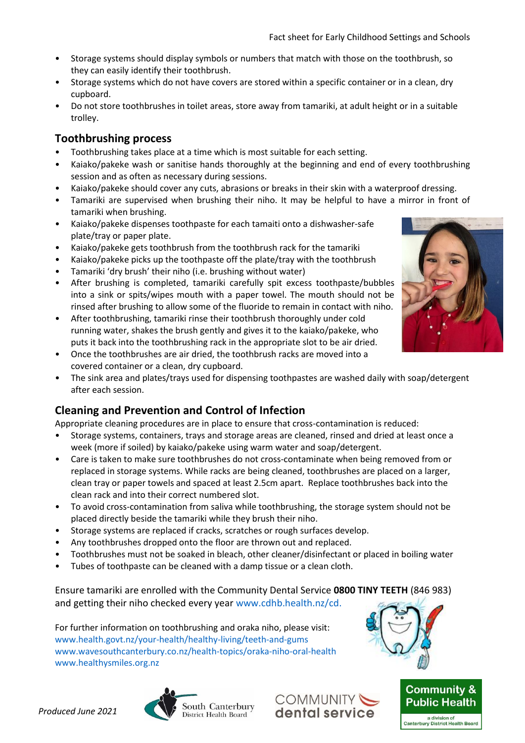- Storage systems should display symbols or numbers that match with those on the toothbrush, so they can easily identify their toothbrush.
- Storage systems which do not have covers are stored within a specific container or in a clean, dry cupboard.
- Do not store toothbrushes in toilet areas, store away from tamariki, at adult height or in a suitable trolley.

## Toothbrushing process

- Toothbrushing takes place at a time which is most suitable for each setting.
- Kaiako/pakeke wash or sanitise hands thoroughly at the beginning and end of every toothbrushing session and as often as necessary during sessions.
- Kaiako/pakeke should cover any cuts, abrasions or breaks in their skin with a waterproof dressing.
- Tamariki are supervised when brushing their niho. It may be helpful to have a mirror in front of tamariki when brushing.
- Kaiako/pakeke dispenses toothpaste for each tamaiti onto a dishwasher-safe plate/tray or paper plate.
- Kaiako/pakeke gets toothbrush from the toothbrush rack for the tamariki
- Kaiako/pakeke picks up the toothpaste off the plate/tray with the toothbrush
- Tamariki 'dry brush' their niho (i.e. brushing without water)
- After brushing is completed, tamariki carefully spit excess toothpaste/bubbles into a sink or spits/wipes mouth with a paper towel. The mouth should not be rinsed after brushing to allow some of the fluoride to remain in contact with niho.
- After toothbrushing, tamariki rinse their toothbrush thoroughly under cold running water, shakes the brush gently and gives it to the kaiako/pakeke, who puts it back into the toothbrushing rack in the appropriate slot to be air dried.
- Once the toothbrushes are air dried, the toothbrush racks are moved into a covered container or a clean, dry cupboard.
- The sink area and plates/trays used for dispensing toothpastes are washed daily with soap/detergent after each session.

## Cleaning and Prevention and Control of Infection

Appropriate cleaning procedures are in place to ensure that cross-contamination is reduced:

- Storage systems, containers, trays and storage areas are cleaned, rinsed and dried at least once a week (more if soiled) by kaiako/pakeke using warm water and soap/detergent.
- Care is taken to make sure toothbrushes do not cross-contaminate when being removed from or replaced in storage systems. While racks are being cleaned, toothbrushes are placed on a larger, clean tray or paper towels and spaced at least 2.5cm apart. Replace toothbrushes back into the clean rack and into their correct numbered slot.
- To avoid cross-contamination from saliva while toothbrushing, the storage system should not be placed directly beside the tamariki while they brush their niho.
- Storage systems are replaced if cracks, scratches or rough surfaces develop.
- Any toothbrushes dropped onto the floor are thrown out and replaced.
- Toothbrushes must not be soaked in bleach, other cleaner/disinfectant or placed in boiling water
- Tubes of toothpaste can be cleaned with a damp tissue or a clean cloth.

Ensure tamariki are enrolled with the Community Dental Service **0800 TINY TEETH** (846 983) and getting their niho checked every year www.cdhb.health.nz/cd.

For further information on toothbrushing and oraka niho, please visit:
www.health.govt.nz/your-health/healthy-living/teeth-and-gums
www.wavesouthcanterbury.co.nz/health-topics/oraka-niho-oral-health
www.healthysmiles.org.nz

*Produced June 2021*

South Canterbury District Health Board

COMMUNITY dental service

Community & Public Health
a division of Canterbury District Health Board